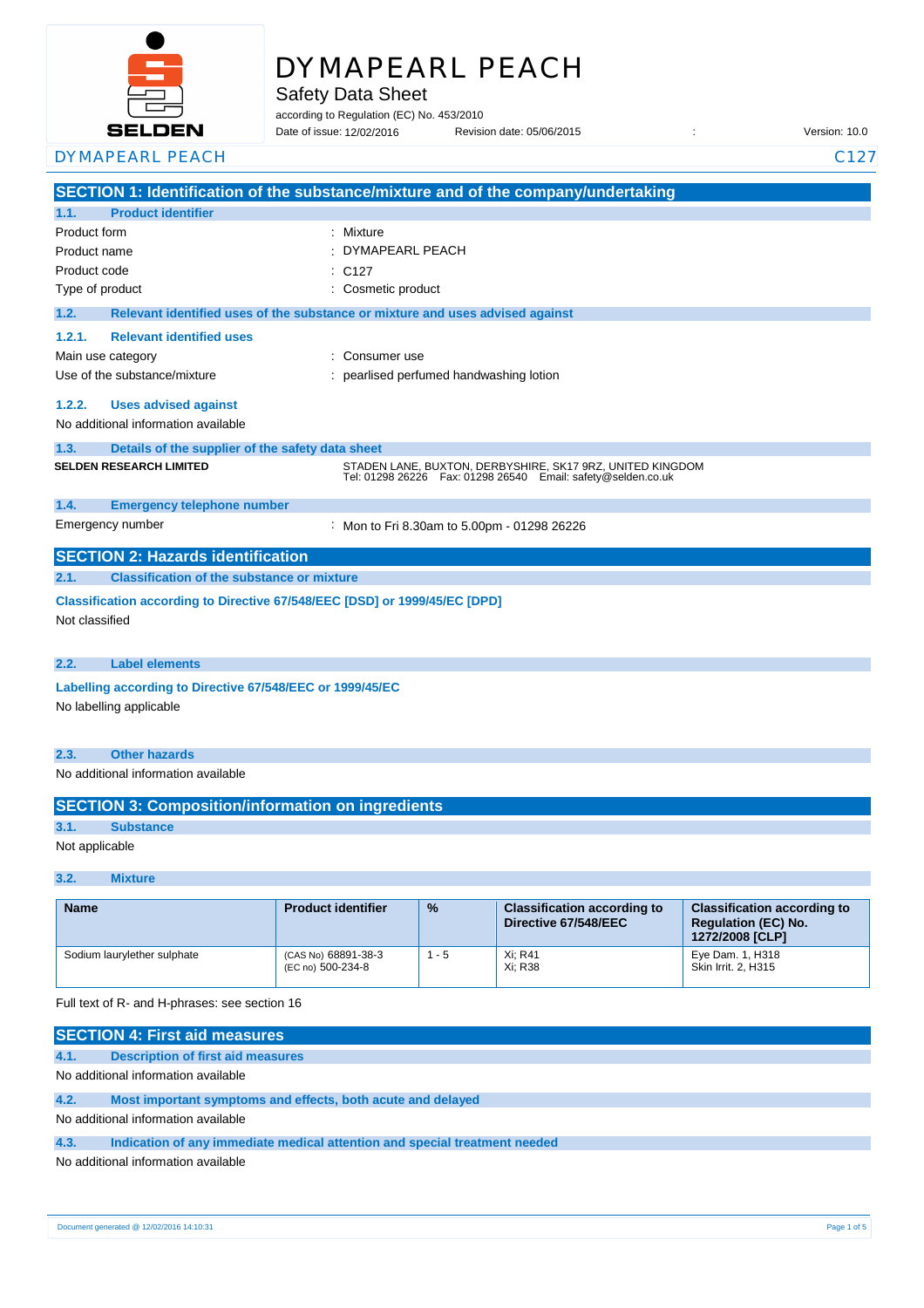# DYMAPEARL PEACH

Safety Data Sheet

according to Regulation (EC) No. 453/2010

Date of issue: 12/02/2016 Revision date: 05/06/2015 : Version: 10.0

## SECTION 1: Identification of the substance/mixture and of the company/undertaking

### 1.1. Product identifier

| | |
|---|---|
| Product form | : Mixture |
| Product name | : DYMAPEARL PEACH |
| Product code | : C127 |
| Type of product | : Cosmetic product |

### 1.2. Relevant identified uses of the substance or mixture and uses advised against

#### 1.2.1. Relevant identified uses

| | |
|---|---|
| Main use category | : Consumer use |
| Use of the substance/mixture | : pearlised perfumed handwashing lotion |

#### 1.2.2. Uses advised against

No additional information available

### 1.3. Details of the supplier of the safety data sheet

**SELDEN RESEARCH LIMITED**

STADEN LANE, BUXTON, DERBYSHIRE, SK17 9RZ, UNITED KINGDOM
Tel: 01298 26226 Fax: 01298 26540 Email: safety@selden.co.uk

### 1.4. Emergency telephone number

| | |
|---|---|
| Emergency number | : Mon to Fri 8.30am to 5.00pm - 01298 26226 |

## SECTION 2: Hazards identification

### 2.1. Classification of the substance or mixture

**Classification according to Directive 67/548/EEC [DSD] or 1999/45/EC [DPD]**

Not classified

### 2.2. Label elements

**Labelling according to Directive 67/548/EEC or 1999/45/EC**

No labelling applicable

### 2.3. Other hazards

No additional information available

## SECTION 3: Composition/information on ingredients

### 3.1. Substance

Not applicable

### 3.2. Mixture

| Name | Product identifier | % | Classification according to Directive 67/548/EEC | Classification according to Regulation (EC) No. 1272/2008 [CLP] |
|---|---|---|---|---|
| Sodium laurylether sulphate | (CAS No) 68891-38-3<br>(EC no) 500-234-8 | 1 - 5 | Xi; R41<br>Xi; R38 | Eye Dam. 1, H318<br>Skin Irrit. 2, H315 |

Full text of R- and H-phrases: see section 16

## SECTION 4: First aid measures

### 4.1. Description of first aid measures

No additional information available

### 4.2. Most important symptoms and effects, both acute and delayed

No additional information available

### 4.3. Indication of any immediate medical attention and special treatment needed

No additional information available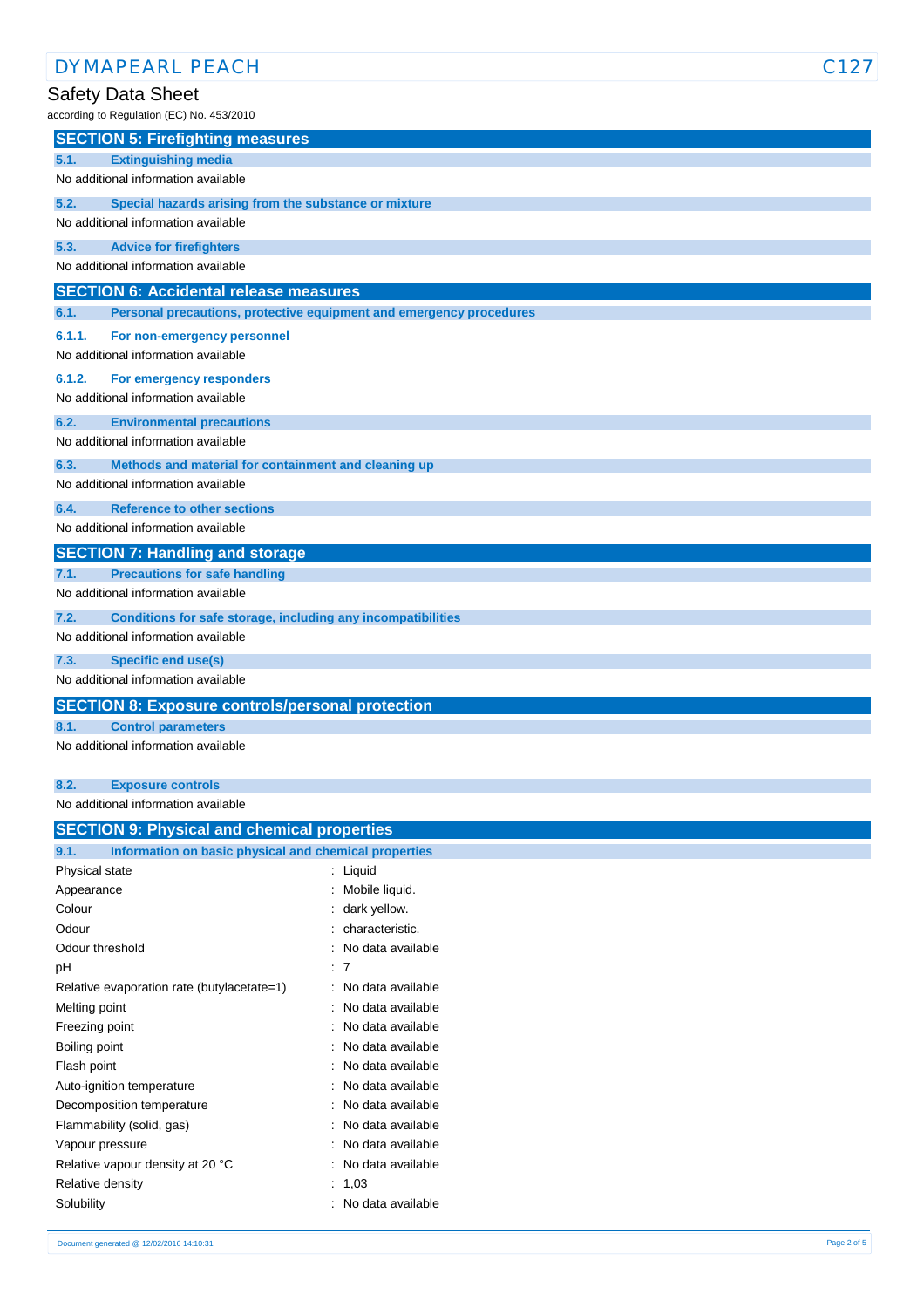## SECTION 5: Firefighting measures

### 5.1. Extinguishing media

No additional information available

### 5.2. Special hazards arising from the substance or mixture

No additional information available

### 5.3. Advice for firefighters

No additional information available

## SECTION 6: Accidental release measures

### 6.1. Personal precautions, protective equipment and emergency procedures

#### 6.1.1. For non-emergency personnel

No additional information available

#### 6.1.2. For emergency responders

No additional information available

### 6.2. Environmental precautions

No additional information available

### 6.3. Methods and material for containment and cleaning up

No additional information available

### 6.4. Reference to other sections

No additional information available

## SECTION 7: Handling and storage

### 7.1. Precautions for safe handling

No additional information available

### 7.2. Conditions for safe storage, including any incompatibilities

No additional information available

### 7.3. Specific end use(s)

No additional information available

## SECTION 8: Exposure controls/personal protection

### 8.1. Control parameters

No additional information available

### 8.2. Exposure controls

No additional information available

## SECTION 9: Physical and chemical properties

### 9.1. Information on basic physical and chemical properties

| Property | Value |
|---|---|
| Physical state | Liquid |
| Appearance | Mobile liquid. |
| Colour | dark yellow. |
| Odour | characteristic. |
| Odour threshold | No data available |
| pH | 7 |
| Relative evaporation rate (butylacetate=1) | No data available |
| Melting point | No data available |
| Freezing point | No data available |
| Boiling point | No data available |
| Flash point | No data available |
| Auto-ignition temperature | No data available |
| Decomposition temperature | No data available |
| Flammability (solid, gas) | No data available |
| Vapour pressure | No data available |
| Relative vapour density at 20 °C | No data available |
| Relative density | 1,03 |
| Solubility | No data available |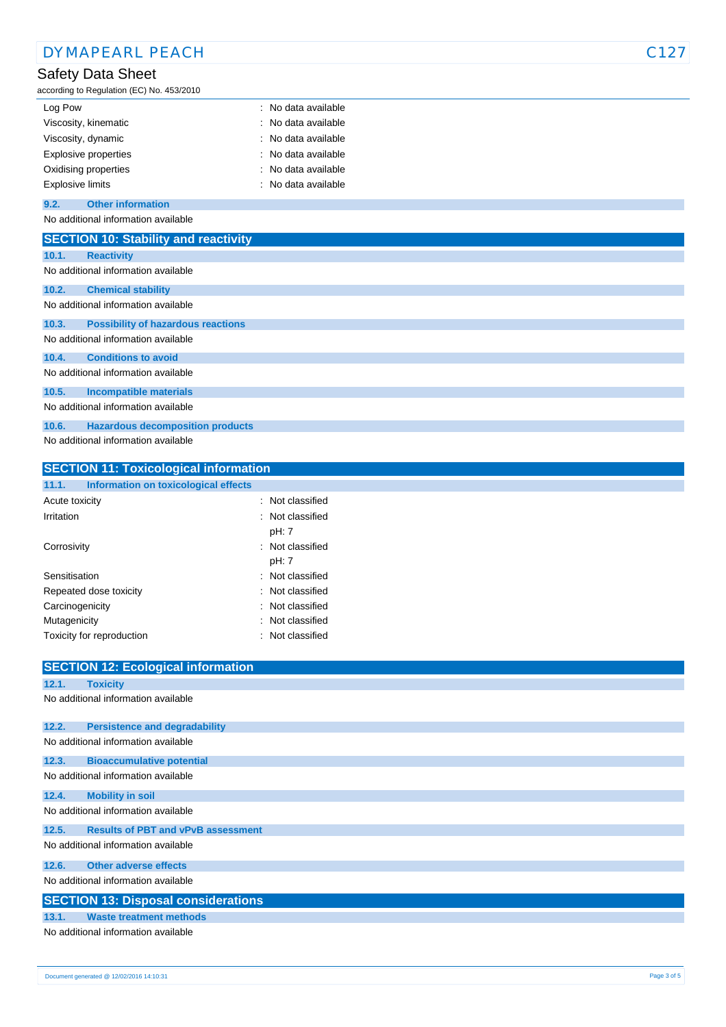| | |
|---|---|
| Log Pow | : No data available |
| Viscosity, kinematic | : No data available |
| Viscosity, dynamic | : No data available |
| Explosive properties | : No data available |
| Oxidising properties | : No data available |
| Explosive limits | : No data available |

### 9.2. Other information

No additional information available

## SECTION 10: Stability and reactivity

### 10.1. Reactivity

No additional information available

### 10.2. Chemical stability

No additional information available

### 10.3. Possibility of hazardous reactions

No additional information available

### 10.4. Conditions to avoid

No additional information available

### 10.5. Incompatible materials

No additional information available

### 10.6. Hazardous decomposition products

No additional information available

## SECTION 11: Toxicological information

### 11.1. Information on toxicological effects

| | |
|---|---|
| Acute toxicity | : Not classified |
| Irritation | : Not classified<br>pH: 7 |
| Corrosivity | : Not classified<br>pH: 7 |
| Sensitisation | : Not classified |
| Repeated dose toxicity | : Not classified |
| Carcinogenicity | : Not classified |
| Mutagenicity | : Not classified |
| Toxicity for reproduction | : Not classified |

## SECTION 12: Ecological information

### 12.1. Toxicity

No additional information available

### 12.2. Persistence and degradability

No additional information available

### 12.3. Bioaccumulative potential

No additional information available

### 12.4. Mobility in soil

No additional information available

### 12.5. Results of PBT and vPvB assessment

No additional information available

### 12.6. Other adverse effects

No additional information available

## SECTION 13: Disposal considerations

### 13.1. Waste treatment methods

No additional information available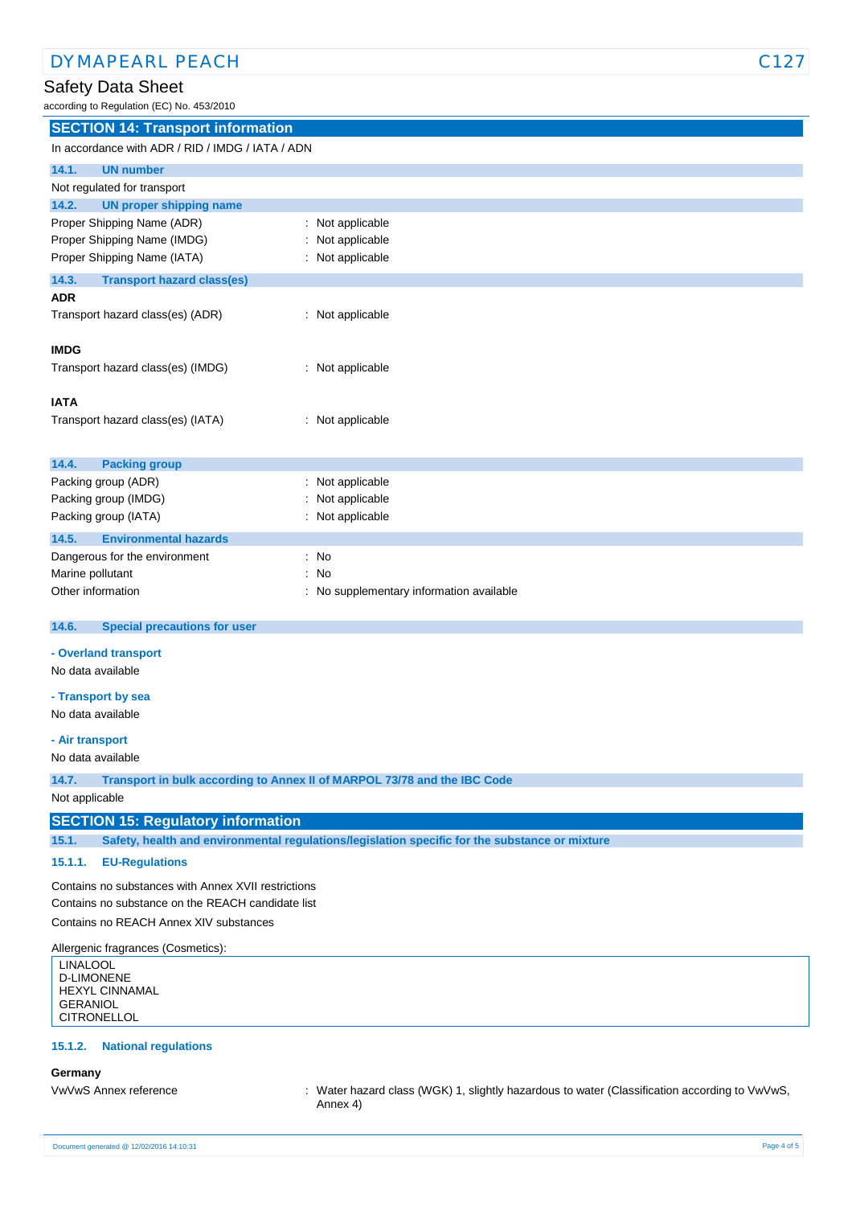## SECTION 14: Transport information

In accordance with ADR / RID / IMDG / IATA / ADN

### 14.1. UN number

Not regulated for transport

### 14.2. UN proper shipping name

Proper Shipping Name (ADR) : Not applicable
Proper Shipping Name (IMDG) : Not applicable
Proper Shipping Name (IATA) : Not applicable

### 14.3. Transport hazard class(es)

**ADR**

Transport hazard class(es) (ADR) : Not applicable

**IMDG**

Transport hazard class(es) (IMDG) : Not applicable

**IATA**

Transport hazard class(es) (IATA) : Not applicable

### 14.4. Packing group

Packing group (ADR) : Not applicable
Packing group (IMDG) : Not applicable
Packing group (IATA) : Not applicable

### 14.5. Environmental hazards

Dangerous for the environment : No
Marine pollutant : No
Other information : No supplementary information available

### 14.6. Special precautions for user

**- Overland transport**

No data available

**- Transport by sea**

No data available

**- Air transport**

No data available

### 14.7. Transport in bulk according to Annex II of MARPOL 73/78 and the IBC Code

Not applicable

## SECTION 15: Regulatory information

### 15.1. Safety, health and environmental regulations/legislation specific for the substance or mixture

#### 15.1.1. EU-Regulations

Contains no substances with Annex XVII restrictions
Contains no substance on the REACH candidate list
Contains no REACH Annex XIV substances

Allergenic fragrances (Cosmetics):

| LINALOOL<br>D-LIMONENE<br>HEXYL CINNAMAL<br>GERANIOL<br>CITRONELLOL |
|---|

#### 15.1.2. National regulations

**Germany**

VwVwS Annex reference : Water hazard class (WGK) 1, slightly hazardous to water (Classification according to VwVwS, Annex 4)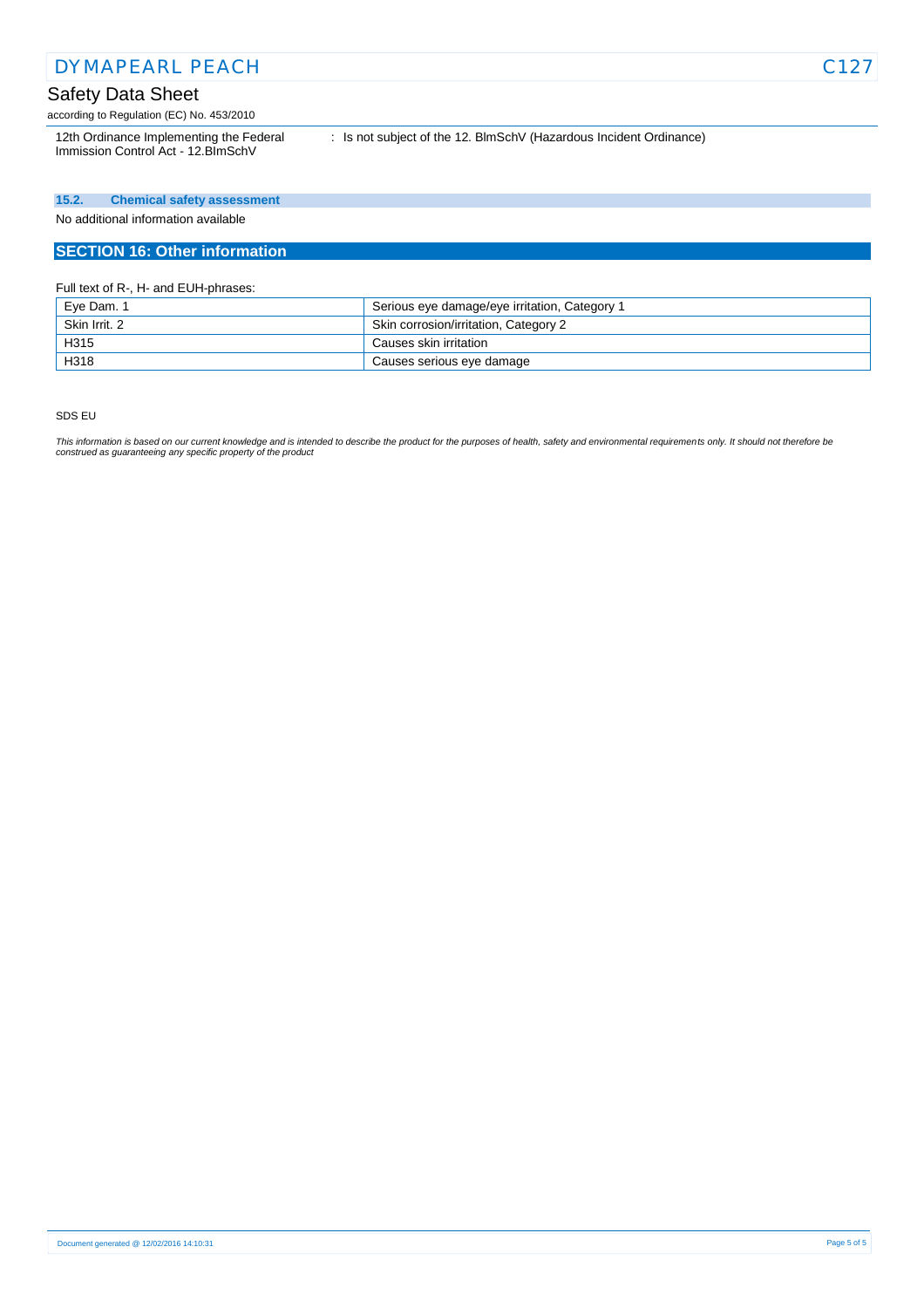12th Ordinance Implementing the Federal Immission Control Act - 12.BImSchV : Is not subject of the 12. BlmSchV (Hazardous Incident Ordinance)

### 15.2. Chemical safety assessment

No additional information available

## SECTION 16: Other information

Full text of R-, H- and EUH-phrases:

| | |
|---|---|
| Eye Dam. 1 | Serious eye damage/eye irritation, Category 1 |
| Skin Irrit. 2 | Skin corrosion/irritation, Category 2 |
| H315 | Causes skin irritation |
| H318 | Causes serious eye damage |

SDS EU

*This information is based on our current knowledge and is intended to describe the product for the purposes of health, safety and environmental requirements only. It should not therefore be construed as guaranteeing any specific property of the product*